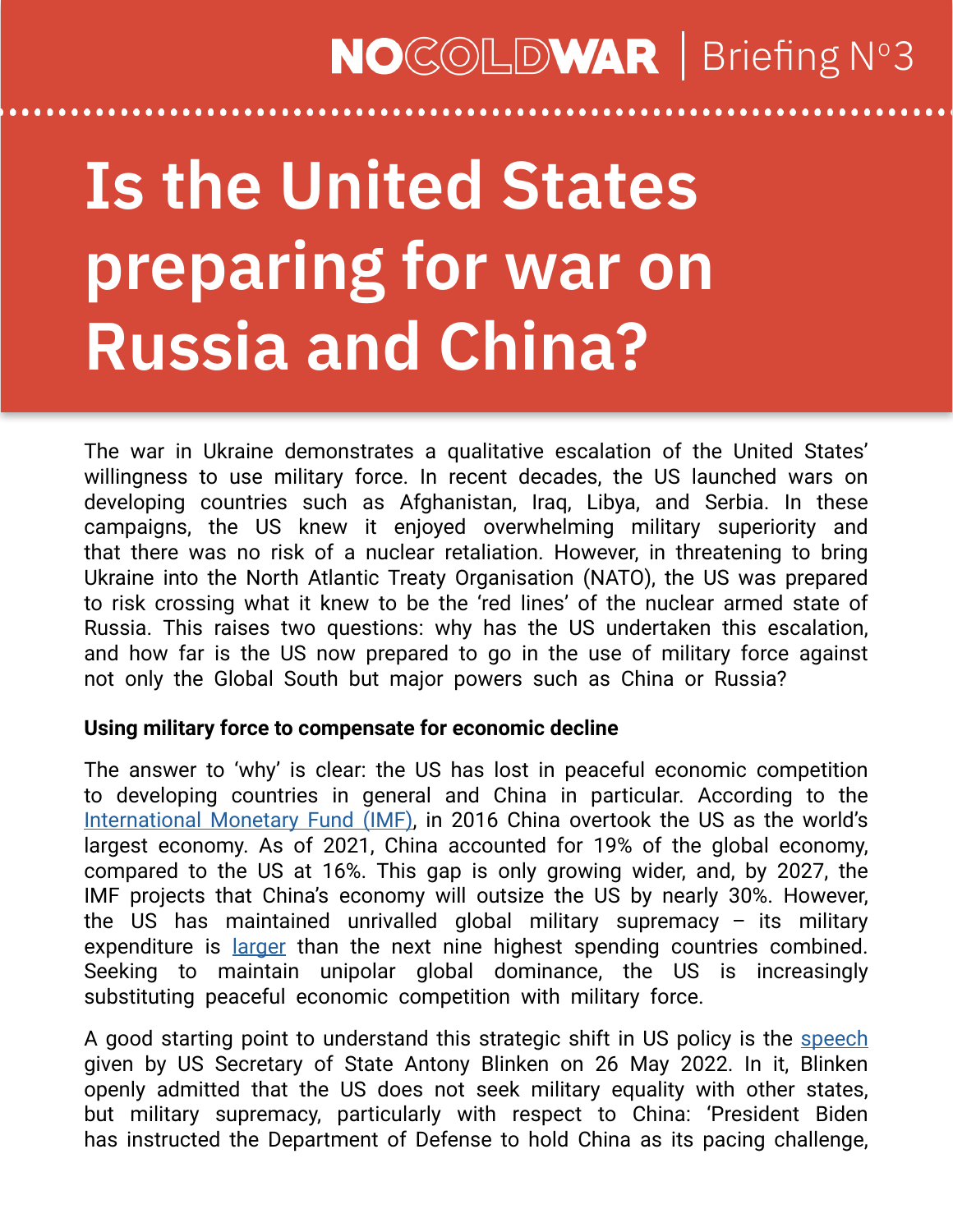NOCOLDWAR | Briefing N°3

# Is the United States preparing for war on Russia and China?

The war in Ukraine demonstrates a qualitative escalation of the United States' willingness to use military force. In recent decades, the US launched wars on developing countries such as Afghanistan, Iraq, Libya, and Serbia. In these campaigns, the US knew it enjoyed overwhelming military superiority and that there was no risk of a nuclear retaliation. However, in threatening to bring Ukraine into the North Atlantic Treaty Organisation (NATO), the US was prepared to risk crossing what it knew to be the 'red lines' of the nuclear armed state of Russia. This raises two questions: why has the US undertaken this escalation, and how far is the US now prepared to go in the use of military force against not only the Global South but major powers such as China or Russia?

**Using military force to compensate for economic decline**

The answer to 'why' is clear: the US has lost in peaceful economic competition to developing countries in general and China in particular. According to the International Monetary Fund (IMF), in 2016 China overtook the US as the world's largest economy. As of 2021, China accounted for 19% of the global economy, compared to the US at 16%. This gap is only growing wider, and, by 2027, the IMF projects that China's economy will outsize the US by nearly 30%. However, the US has maintained unrivalled global military supremacy – its military expenditure is larger than the next nine highest spending countries combined. Seeking to maintain unipolar global dominance, the US is increasingly substituting peaceful economic competition with military force.

A good starting point to understand this strategic shift in US policy is the speech given by US Secretary of State Antony Blinken on 26 May 2022. In it, Blinken openly admitted that the US does not seek military equality with other states, but military supremacy, particularly with respect to China: 'President Biden has instructed the Department of Defense to hold China as its pacing challenge,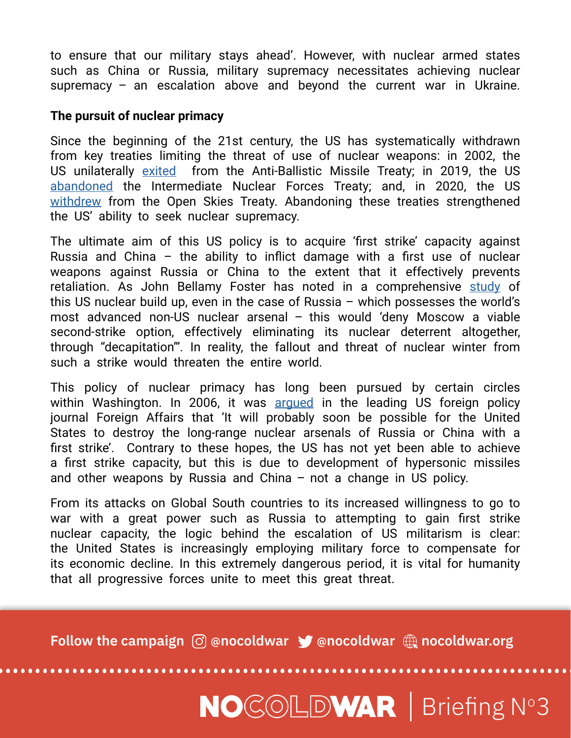to ensure that our military stays ahead'. However, with nuclear armed states such as China or Russia, military supremacy necessitates achieving nuclear supremacy – an escalation above and beyond the current war in Ukraine.

**The pursuit of nuclear primacy**

Since the beginning of the 21st century, the US has systematically withdrawn from key treaties limiting the threat of use of nuclear weapons: in 2002, the US unilaterally exited from the Anti-Ballistic Missile Treaty; in 2019, the US abandoned the Intermediate Nuclear Forces Treaty; and, in 2020, the US withdrew from the Open Skies Treaty. Abandoning these treaties strengthened the US' ability to seek nuclear supremacy.

The ultimate aim of this US policy is to acquire 'first strike' capacity against Russia and China – the ability to inflict damage with a first use of nuclear weapons against Russia or China to the extent that it effectively prevents retaliation. As John Bellamy Foster has noted in a comprehensive study of this US nuclear build up, even in the case of Russia – which possesses the world's most advanced non-US nuclear arsenal – this would 'deny Moscow a viable second-strike option, effectively eliminating its nuclear deterrent altogether, through "decapitation"'. In reality, the fallout and threat of nuclear winter from such a strike would threaten the entire world.

This policy of nuclear primacy has long been pursued by certain circles within Washington. In 2006, it was argued in the leading US foreign policy journal Foreign Affairs that 'It will probably soon be possible for the United States to destroy the long-range nuclear arsenals of Russia or China with a first strike'. Contrary to these hopes, the US has not yet been able to achieve a first strike capacity, but this is due to development of hypersonic missiles and other weapons by Russia and China – not a change in US policy.

From its attacks on Global South countries to its increased willingness to go to war with a great power such as Russia to attempting to gain first strike nuclear capacity, the logic behind the escalation of US militarism is clear: the United States is increasingly employing military force to compensate for its economic decline. In this extremely dangerous period, it is vital for humanity that all progressive forces unite to meet this great threat.

**Follow the campaign** @nocoldwar @nocoldwar nocoldwar.org

NOCOLDWAR | Briefing Nº3